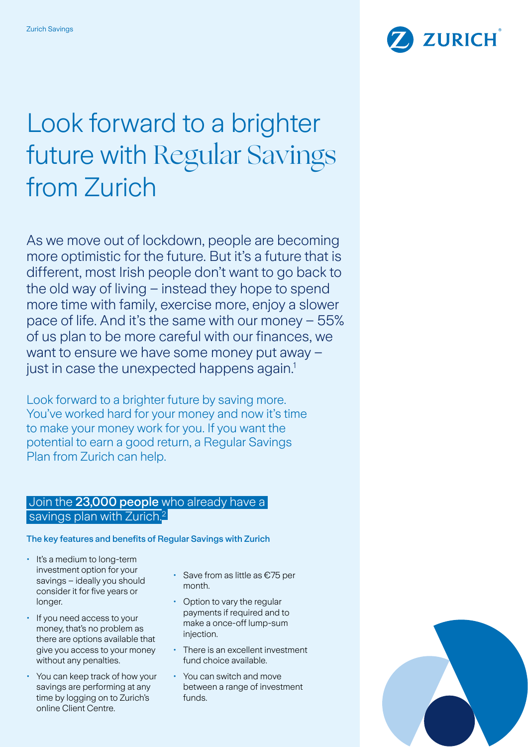# Look forward to a brighter future with Regular Savings from Zurich

As we move out of lockdown, people are becoming more optimistic for the future. But it's a future that is different, most Irish people don't want to go back to the old way of living – instead they hope to spend more time with family, exercise more, enjoy a slower pace of life. And it's the same with our money – 55% of us plan to be more careful with our finances, we want to ensure we have some money put away – just in case the unexpected happens again.[1]

Look forward to a brighter future by saving more. You've worked hard for your money and now it's time to make your money work for you. If you want the potential to earn a good return, a Regular Savings Plan from Zurich can help.

Join the **23,000 people** who already have a savings plan with Zurich.[2]

### The key features and benefits of Regular Savings with Zurich

- It's a medium to long-term investment option for your savings – ideally you should consider it for five years or longer.
- If you need access to your money, that's no problem as there are options available that give you access to your money without any penalties.
- You can keep track of how your savings are performing at any time by logging on to Zurich's online Client Centre.
- Save from as little as €75 per month.
- Option to vary the regular payments if required and to make a once-off lump-sum injection.
- There is an excellent investment fund choice available.
- You can switch and move between a range of investment funds.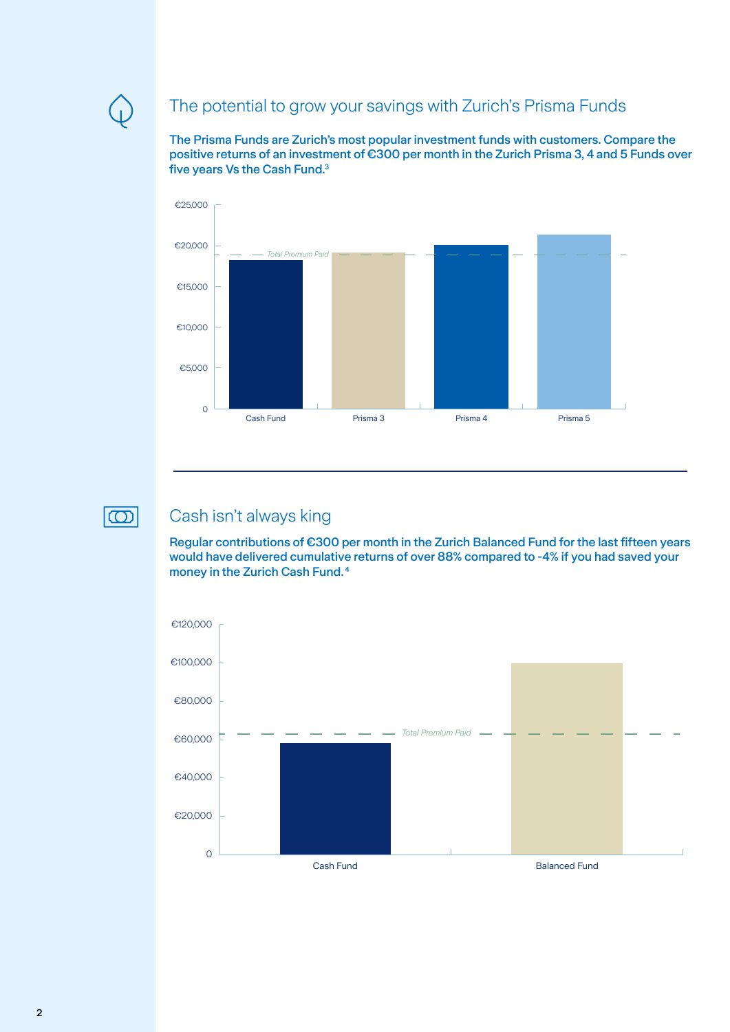## The potential to grow your savings with Zurich's Prisma Funds

**The Prisma Funds are Zurich's most popular investment funds with customers. Compare the positive returns of an investment of €300 per month in the Zurich Prisma 3, 4 and 5 Funds over five years Vs the Cash Fund.[3]**

€25,000
€20,000
€15,000
€10,000
€5,000
0

*Total Premium Paid*

Cash Fund
Prisma 3
Prisma 4
Prisma 5

## Cash isn't always king

**Regular contributions of €300 per month in the Zurich Balanced Fund for the last fifteen years would have delivered cumulative returns of over 88% compared to -4% if you had saved your money in the Zurich Cash Fund.[4]**

€120,000
€100,000
€80,000
€60,000
€40,000
€20,000
0

*Total Premium Paid*

Cash Fund
Balanced Fund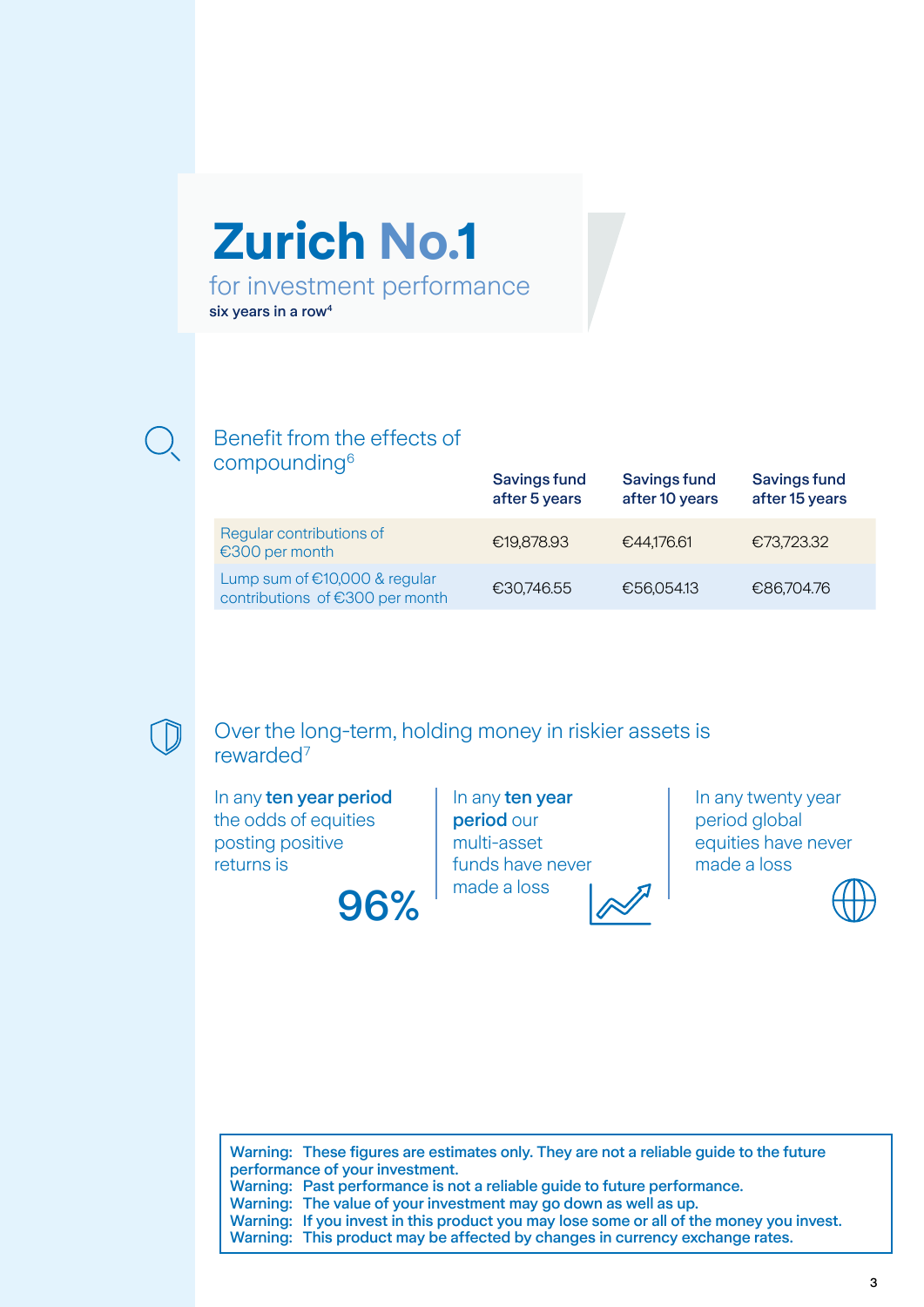# Zurich No.1

for investment performance

six years in a row[4]

## Benefit from the effects of compounding[6]

| | Savings fund after 5 years | Savings fund after 10 years | Savings fund after 15 years |
|---|---|---|---|
| Regular contributions of €300 per month | €19,878.93 | €44,176.61 | €73,723.32 |
| Lump sum of €10,000 & regular contributions of €300 per month | €30,746.55 | €56,054.13 | €86,704.76 |

## Over the long-term, holding money in riskier assets is rewarded[7]

In any **ten year period** the odds of equities posting positive returns is

96%

In any **ten year period** our multi-asset funds have never made a loss

In any twenty year period global equities have never made a loss

**Warning: These figures are estimates only. They are not a reliable guide to the future performance of your investment.**
**Warning: Past performance is not a reliable guide to future performance.**
**Warning: The value of your investment may go down as well as up.**
**Warning: If you invest in this product you may lose some or all of the money you invest.**
**Warning: This product may be affected by changes in currency exchange rates.**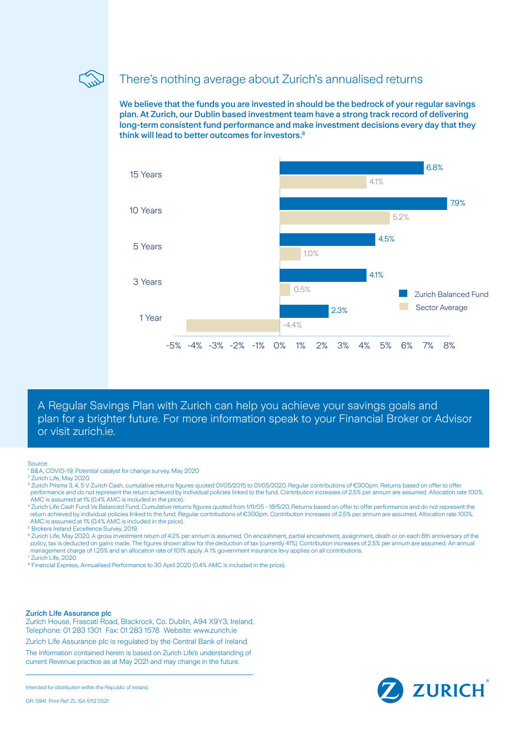## There's nothing average about Zurich's annualised returns

**We believe that the funds you are invested in should be the bedrock of your regular savings plan. At Zurich, our Dublin based investment team have a strong track record of delivering long-term consistent fund performance and make investment decisions every day that they think will lead to better outcomes for investors.[8]**

15 Years
6.8%
4.1%

10 Years
7.9%
5.2%

5 Years
4.5%
1.0%

3 Years
4.1%
0.5%

1 Year
2.3%
-4.4%

-5% -4% -3% -2% -1% 0% 1% 2% 3% 4% 5% 6% 7% 8%

Zurich Balanced Fund
Sector Average

A Regular Savings Plan with Zurich can help you achieve your savings goals and plan for a brighter future. For more information speak to your Financial Broker or Advisor or visit zurich.ie.

Source:

[1] B&A, COVID-19: Potential catalyst for change survey, May 2020

[2] Zurich Life, May 2020.

[3] Zurich Prisma 3, 4, 5 V Zurich Cash, cumulative returns figures quoted 01/05/2015 to 01/05/2020. Regular contributions of €300pm. Returns based on offer to offer performance and do not represent the return achieved by individual policies linked to the fund. Contribution increases of 2.5% per annum are assumed. Allocation rate 100%. AMC is assumed at 1% (0.4% AMC is included in the price).

[4] Zurich Life Cash Fund Vs Balanced Fund, Cumulative returns figures quoted from 1/11/05 - 18/5/20. Returns based on offer to offer performance and do not represent the return achieved by individual policies linked to the fund. Regular contributions of €300pm. Contribution increases of 2.5% per annum are assumed. Allocation rate 100%. AMC is assumed at 1% (0.4% AMC is included in the price).

[5] Brokers Ireland Excellence Survey, 2019.

[6] Zurich Life, May 2020. A gross investment return of 4.2% per annum is assumed. On encashment, partial encashment, assignment, death or on each 8th anniversary of the policy, tax is deducted on gains made. The figures shown allow for the deduction of tax (currently 41%). Contribution increases of 2.5% per annum are assumed. An annual management charge of 1.25% and an allocation rate of 101% apply. A 1% government insurance levy applies on all contributions.

[7] Zurich Life, 2020.

[8] Financial Express, Annualised Performance to 30 April 2020 (0.4% AMC is included in the price).

**Zurich Life Assurance plc**
Zurich House, Frascati Road, Blackrock, Co. Dublin, A94 X9Y3, Ireland.
Telephone: 01 283 1301 Fax: 01 283 1578 Website: www.zurich.ie

Zurich Life Assurance plc is regulated by the Central Bank of Ireland.

The information contained herein is based on Zurich Life's understanding of current Revenue practice as at May 2021 and may change in the future.

Intended for distribution within the Republic of Ireland.

GR: 5941 Print Ref: ZL ISA 5112 0521

ZURICH